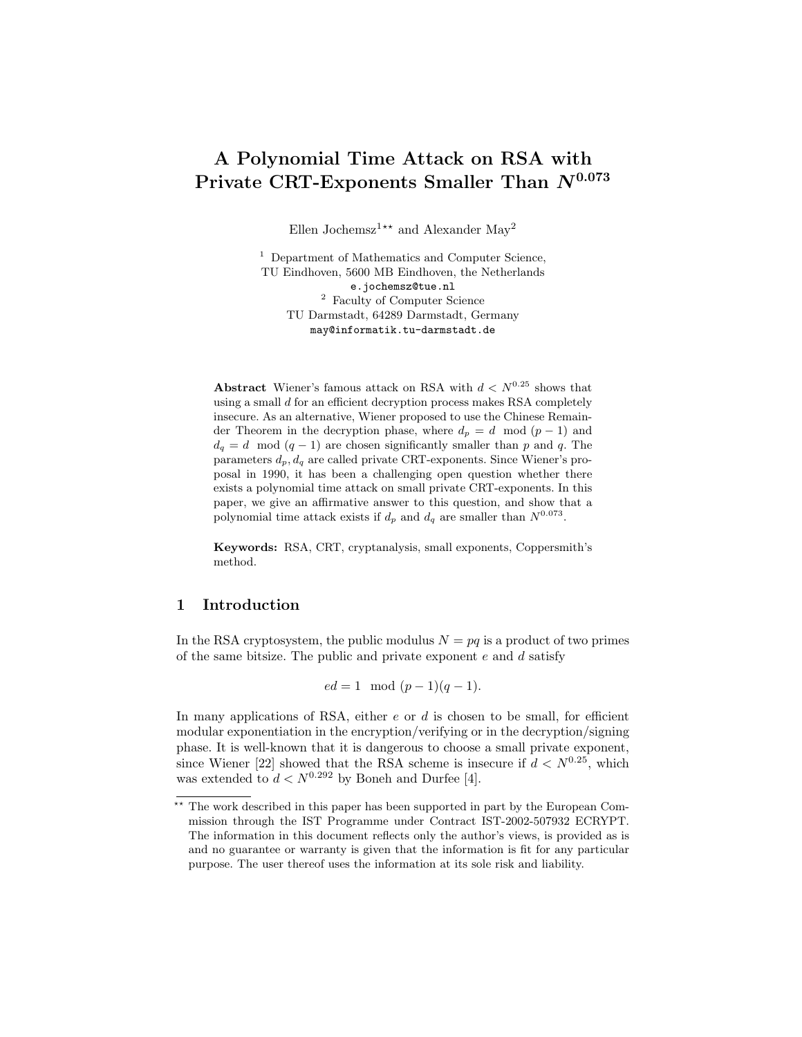# A Polynomial Time Attack on RSA with Private CRT-Exponents Smaller Than $N^{0.073}$

Ellen Jochemsz[1]** and Alexander May[2]

[1] Department of Mathematics and Computer Science,
TU Eindhoven, 5600 MB Eindhoven, the Netherlands
e.jochemsz@tue.nl

[2] Faculty of Computer Science
TU Darmstadt, 64289 Darmstadt, Germany
may@informatik.tu-darmstadt.de

**Abstract** Wiener's famous attack on RSA with $d < N^{0.25}$ shows that using a small $d$ for an efficient decryption process makes RSA completely insecure. As an alternative, Wiener proposed to use the Chinese Remainder Theorem in the decryption phase, where $d_p = d \mod (p-1)$ and $d_q = d \mod (q-1)$ are chosen significantly smaller than $p$ and $q$. The parameters $d_p, d_q$ are called private CRT-exponents. Since Wiener's proposal in 1990, it has been a challenging open question whether there exists a polynomial time attack on small private CRT-exponents. In this paper, we give an affirmative answer to this question, and show that a polynomial time attack exists if $d_p$ and $d_q$ are smaller than $N^{0.073}$.

**Keywords:** RSA, CRT, cryptanalysis, small exponents, Coppersmith's method.

## 1 Introduction

In the RSA cryptosystem, the public modulus $N = pq$ is a product of two primes of the same bitsize. The public and private exponent $e$ and $d$ satisfy

$$ed = 1 \mod (p-1)(q-1).$$

In many applications of RSA, either $e$ or $d$ is chosen to be small, for efficient modular exponentiation in the encryption/verifying or in the decryption/signing phase. It is well-known that it is dangerous to choose a small private exponent, since Wiener [22] showed that the RSA scheme is insecure if $d < N^{0.25}$, which was extended to $d < N^{0.292}$ by Boneh and Durfee [4].

** The work described in this paper has been supported in part by the European Commission through the IST Programme under Contract IST-2002-507932 ECRYPT. The information in this document reflects only the author's views, is provided as is and no guarantee or warranty is given that the information is fit for any particular purpose. The user thereof uses the information at its sole risk and liability.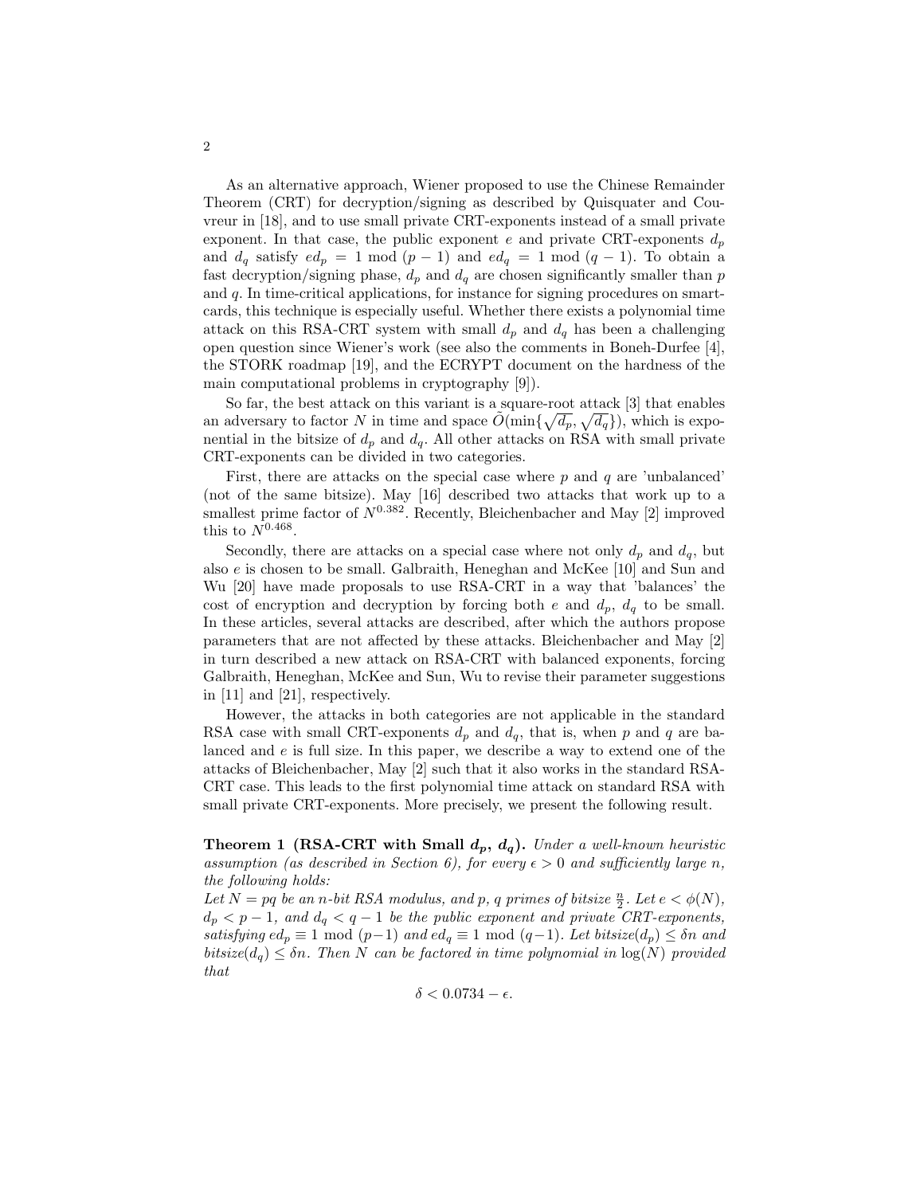As an alternative approach, Wiener proposed to use the Chinese Remainder Theorem (CRT) for decryption/signing as described by Quisquater and Couvreur in [18], and to use small private CRT-exponents instead of a small private exponent. In that case, the public exponent $e$ and private CRT-exponents $d_p$ and $d_q$ satisfy $ed_p = 1 \bmod (p-1)$ and $ed_q = 1 \bmod (q-1)$. To obtain a fast decryption/signing phase, $d_p$ and $d_q$ are chosen significantly smaller than $p$ and $q$. In time-critical applications, for instance for signing procedures on smartcards, this technique is especially useful. Whether there exists a polynomial time attack on this RSA-CRT system with small $d_p$ and $d_q$ has been a challenging open question since Wiener's work (see also the comments in Boneh-Durfee [4], the STORK roadmap [19], and the ECRYPT document on the hardness of the main computational problems in cryptography [9]).

So far, the best attack on this variant is a square-root attack [3] that enables an adversary to factor $N$ in time and space $\tilde{O}(\min\{\sqrt{d_p}, \sqrt{d_q}\})$, which is exponential in the bitsize of $d_p$ and $d_q$. All other attacks on RSA with small private CRT-exponents can be divided in two categories.

First, there are attacks on the special case where $p$ and $q$ are 'unbalanced' (not of the same bitsize). May [16] described two attacks that work up to a smallest prime factor of $N^{0.382}$. Recently, Bleichenbacher and May [2] improved this to $N^{0.468}$.

Secondly, there are attacks on a special case where not only $d_p$ and $d_q$, but also $e$ is chosen to be small. Galbraith, Heneghan and McKee [10] and Sun and Wu [20] have made proposals to use RSA-CRT in a way that 'balances' the cost of encryption and decryption by forcing both $e$ and $d_p$, $d_q$ to be small. In these articles, several attacks are described, after which the authors propose parameters that are not affected by these attacks. Bleichenbacher and May [2] in turn described a new attack on RSA-CRT with balanced exponents, forcing Galbraith, Heneghan, McKee and Sun, Wu to revise their parameter suggestions in [11] and [21], respectively.

However, the attacks in both categories are not applicable in the standard RSA case with small CRT-exponents $d_p$ and $d_q$, that is, when $p$ and $q$ are balanced and $e$ is full size. In this paper, we describe a way to extend one of the attacks of Bleichenbacher, May [2] such that it also works in the standard RSA-CRT case. This leads to the first polynomial time attack on standard RSA with small private CRT-exponents. More precisely, we present the following result.

**Theorem 1 (RSA-CRT with Small $d_p$, $d_q$).** *Under a well-known heuristic assumption (as described in Section 6), for every $\epsilon > 0$ and sufficiently large $n$, the following holds:*
*Let $N = pq$ be an $n$-bit RSA modulus, and $p, q$ primes of bitsize $\frac{n}{2}$. Let $e < \phi(N)$, $d_p < p-1$, and $d_q < q-1$ be the public exponent and private CRT-exponents, satisfying $ed_p \equiv 1 \bmod (p-1)$ and $ed_q \equiv 1 \bmod (q-1)$. Let bitsize$(d_p) \leq \delta n$ and bitsize$(d_q) \leq \delta n$. Then $N$ can be factored in time polynomial in $\log(N)$ provided that*

$$\delta < 0.0734 - \epsilon.$$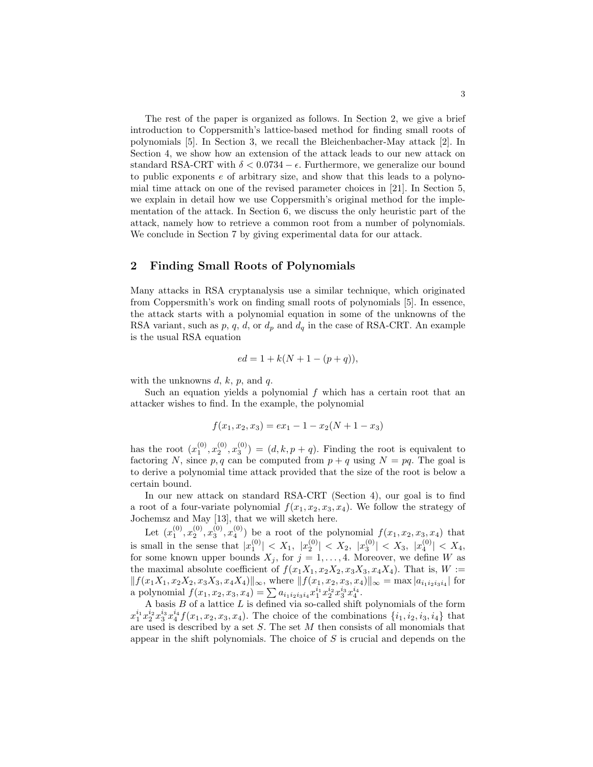The rest of the paper is organized as follows. In Section 2, we give a brief introduction to Coppersmith's lattice-based method for finding small roots of polynomials [5]. In Section 3, we recall the Bleichenbacher-May attack [2]. In Section 4, we show how an extension of the attack leads to our new attack on standard RSA-CRT with $\delta < 0.0734 - \epsilon$. Furthermore, we generalize our bound to public exponents $e$ of arbitrary size, and show that this leads to a polynomial time attack on one of the revised parameter choices in [21]. In Section 5, we explain in detail how we use Coppersmith's original method for the implementation of the attack. In Section 6, we discuss the only heuristic part of the attack, namely how to retrieve a common root from a number of polynomials. We conclude in Section 7 by giving experimental data for our attack.

## 2 Finding Small Roots of Polynomials

Many attacks in RSA cryptanalysis use a similar technique, which originated from Coppersmith's work on finding small roots of polynomials [5]. In essence, the attack starts with a polynomial equation in some of the unknowns of the RSA variant, such as $p$, $q$, $d$, or $d_p$ and $d_q$ in the case of RSA-CRT. An example is the usual RSA equation

$$ed = 1 + k(N + 1 - (p + q)),$$

with the unknowns $d$, $k$, $p$, and $q$.

Such an equation yields a polynomial $f$ which has a certain root that an attacker wishes to find. In the example, the polynomial

$$f(x_1, x_2, x_3) = ex_1 - 1 - x_2(N + 1 - x_3)$$

has the root $(x_1^{(0)}, x_2^{(0)}, x_3^{(0)}) = (d, k, p + q)$. Finding the root is equivalent to factoring $N$, since $p, q$ can be computed from $p + q$ using $N = pq$. The goal is to derive a polynomial time attack provided that the size of the root is below a certain bound.

In our new attack on standard RSA-CRT (Section 4), our goal is to find a root of a four-variate polynomial $f(x_1, x_2, x_3, x_4)$. We follow the strategy of Jochemsz and May [13], that we will sketch here.

Let $(x_1^{(0)}, x_2^{(0)}, x_3^{(0)}, x_4^{(0)})$ be a root of the polynomial $f(x_1, x_2, x_3, x_4)$ that is small in the sense that $|x_1^{(0)}| < X_1$, $|x_2^{(0)}| < X_2$, $|x_3^{(0)}| < X_3$, $|x_4^{(0)}| < X_4$, for some known upper bounds $X_j$, for $j = 1, \ldots, 4$. Moreover, we define $W$ as the maximal absolute coefficient of $f(x_1X_1, x_2X_2, x_3X_3, x_4X_4)$. That is, $W := \|f(x_1X_1, x_2X_2, x_3X_3, x_4X_4)\|_\infty$, where $\|f(x_1, x_2, x_3, x_4)\|_\infty = \max |a_{i_1i_2i_3i_4}|$ for a polynomial $f(x_1, x_2, x_3, x_4) = \sum a_{i_1i_2i_3i_4} x_1^{i_1} x_2^{i_2} x_3^{i_3} x_4^{i_4}$.

A basis $B$ of a lattice $L$ is defined via so-called shift polynomials of the form $x_1^{i_1} x_2^{i_2} x_3^{i_3} x_4^{i_4} f(x_1, x_2, x_3, x_4)$. The choice of the combinations $\{i_1, i_2, i_3, i_4\}$ that are used is described by a set $S$. The set $M$ then consists of all monomials that appear in the shift polynomials. The choice of $S$ is crucial and depends on the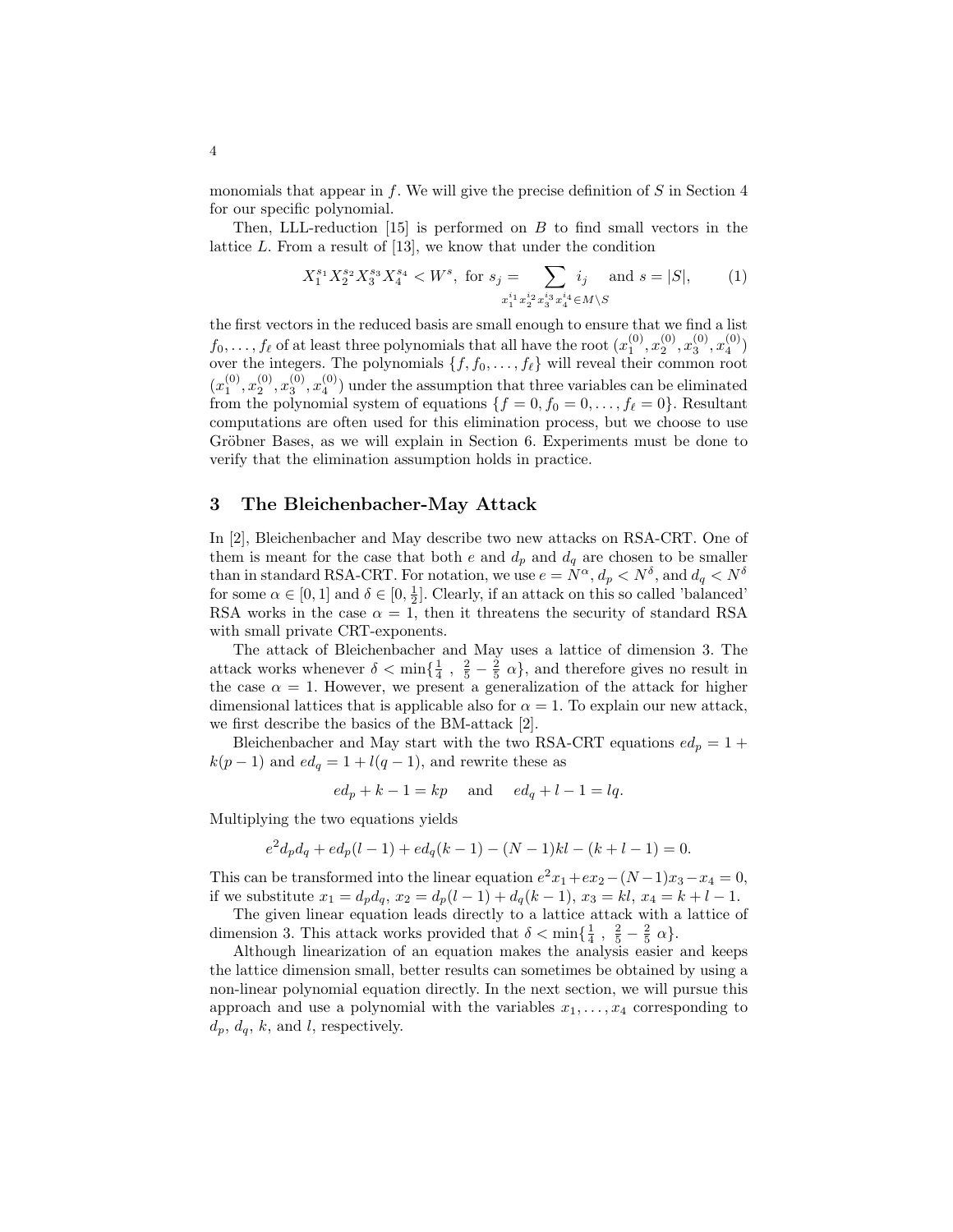monomials that appear in $f$. We will give the precise definition of $S$ in Section 4 for our specific polynomial.

Then, LLL-reduction [15] is performed on $B$ to find small vectors in the lattice $L$. From a result of [13], we know that under the condition

$$X_1^{s_1} X_2^{s_2} X_3^{s_3} X_4^{s_4} < W^s, \text{ for } s_j = \sum_{x_1^{i_1} x_2^{i_2} x_3^{i_3} x_4^{i_4} \in M \setminus S} i_j \quad \text{and } s = |S|, \tag{1}$$

the first vectors in the reduced basis are small enough to ensure that we find a list $f_0, \ldots, f_\ell$ of at least three polynomials that all have the root $(x_1^{(0)}, x_2^{(0)}, x_3^{(0)}, x_4^{(0)})$ over the integers. The polynomials $\{f, f_0, \ldots, f_\ell\}$ will reveal their common root $(x_1^{(0)}, x_2^{(0)}, x_3^{(0)}, x_4^{(0)})$ under the assumption that three variables can be eliminated from the polynomial system of equations $\{f = 0, f_0 = 0, \ldots, f_\ell = 0\}$. Resultant computations are often used for this elimination process, but we choose to use Gröbner Bases, as we will explain in Section 6. Experiments must be done to verify that the elimination assumption holds in practice.

## 3 The Bleichenbacher-May Attack

In [2], Bleichenbacher and May describe two new attacks on RSA-CRT. One of them is meant for the case that both $e$ and $d_p$ and $d_q$ are chosen to be smaller than in standard RSA-CRT. For notation, we use $e = N^\alpha$, $d_p < N^\delta$, and $d_q < N^\delta$ for some $\alpha \in [0, 1]$ and $\delta \in [0, \frac{1}{2}]$. Clearly, if an attack on this so called 'balanced' RSA works in the case $\alpha = 1$, then it threatens the security of standard RSA with small private CRT-exponents.

The attack of Bleichenbacher and May uses a lattice of dimension 3. The attack works whenever $\delta < \min\{\frac{1}{4}, \frac{2}{5} - \frac{2}{5}\alpha\}$, and therefore gives no result in the case $\alpha = 1$. However, we present a generalization of the attack for higher dimensional lattices that is applicable also for $\alpha = 1$. To explain our new attack, we first describe the basics of the BM-attack [2].

Bleichenbacher and May start with the two RSA-CRT equations $ed_p = 1 + k(p-1)$ and $ed_q = 1 + l(q-1)$, and rewrite these as

$$ed_p + k - 1 = kp \quad \text{and} \quad ed_q + l - 1 = lq.$$

Multiplying the two equations yields

$$e^2 d_p d_q + ed_p(l-1) + ed_q(k-1) - (N-1)kl - (k+l-1) = 0.$$

This can be transformed into the linear equation $e^2 x_1 + ex_2 - (N-1)x_3 - x_4 = 0$, if we substitute $x_1 = d_p d_q$, $x_2 = d_p(l-1) + d_q(k-1)$, $x_3 = kl$, $x_4 = k + l - 1$.

The given linear equation leads directly to a lattice attack with a lattice of dimension 3. This attack works provided that $\delta < \min\{\frac{1}{4}, \frac{2}{5} - \frac{2}{5}\alpha\}$.

Although linearization of an equation makes the analysis easier and keeps the lattice dimension small, better results can sometimes be obtained by using a non-linear polynomial equation directly. In the next section, we will pursue this approach and use a polynomial with the variables $x_1, \ldots, x_4$ corresponding to $d_p$, $d_q$, $k$, and $l$, respectively.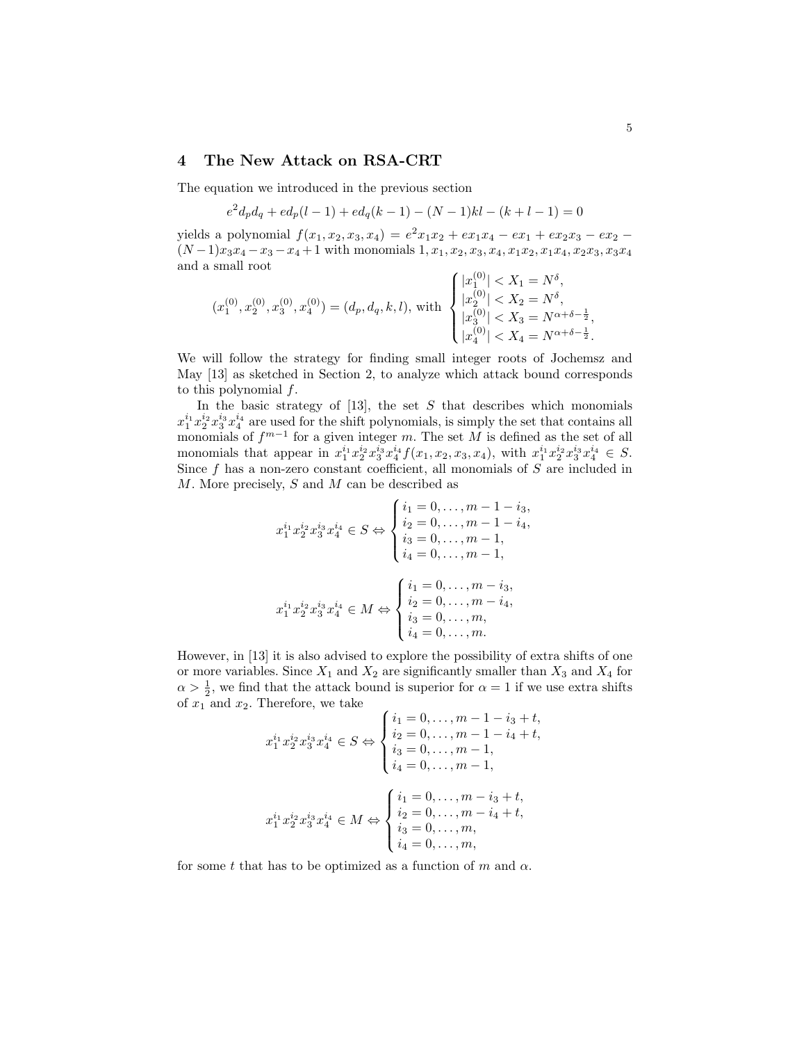## 4 The New Attack on RSA-CRT

The equation we introduced in the previous section

$$e^2 d_p d_q + e d_p(l-1) + e d_q(k-1) - (N-1)kl - (k+l-1) = 0$$

yields a polynomial $f(x_1, x_2, x_3, x_4) = e^2 x_1 x_2 + e x_1 x_4 - e x_1 + e x_2 x_3 - e x_2 - (N-1)x_3 x_4 - x_3 - x_4 + 1$ with monomials $1, x_1, x_2, x_3, x_4, x_1x_2, x_1x_4, x_2x_3, x_3x_4$ and a small root

$$(x_1^{(0)}, x_2^{(0)}, x_3^{(0)}, x_4^{(0)}) = (d_p, d_q, k, l), \text{ with } \begin{cases} |x_1^{(0)}| < X_1 = N^{\delta}, \\ |x_2^{(0)}| < X_2 = N^{\delta}, \\ |x_3^{(0)}| < X_3 = N^{\alpha+\delta-\frac{1}{2}}, \\ |x_4^{(0)}| < X_4 = N^{\alpha+\delta-\frac{1}{2}}. \end{cases}$$

We will follow the strategy for finding small integer roots of Jochemsz and May [13] as sketched in Section 2, to analyze which attack bound corresponds to this polynomial $f$.

In the basic strategy of [13], the set $S$ that describes which monomials $x_1^{i_1}x_2^{i_2}x_3^{i_3}x_4^{i_4}$ are used for the shift polynomials, is simply the set that contains all monomials of $f^{m-1}$ for a given integer $m$. The set $M$ is defined as the set of all monomials that appear in $x_1^{i_1}x_2^{i_2}x_3^{i_3}x_4^{i_4} f(x_1, x_2, x_3, x_4)$, with $x_1^{i_1}x_2^{i_2}x_3^{i_3}x_4^{i_4} \in S$. Since $f$ has a non-zero constant coefficient, all monomials of $S$ are included in $M$. More precisely, $S$ and $M$ can be described as

$$x_1^{i_1}x_2^{i_2}x_3^{i_3}x_4^{i_4} \in S \Leftrightarrow \begin{cases} i_1 = 0, \ldots, m-1-i_3, \\ i_2 = 0, \ldots, m-1-i_4, \\ i_3 = 0, \ldots, m-1, \\ i_4 = 0, \ldots, m-1, \end{cases}$$

$$x_1^{i_1}x_2^{i_2}x_3^{i_3}x_4^{i_4} \in M \Leftrightarrow \begin{cases} i_1 = 0, \ldots, m-i_3, \\ i_2 = 0, \ldots, m-i_4, \\ i_3 = 0, \ldots, m, \\ i_4 = 0, \ldots, m. \end{cases}$$

However, in [13] it is also advised to explore the possibility of extra shifts of one or more variables. Since $X_1$ and $X_2$ are significantly smaller than $X_3$ and $X_4$ for $\alpha > \frac{1}{2}$, we find that the attack bound is superior for $\alpha = 1$ if we use extra shifts of $x_1$ and $x_2$. Therefore, we take

$$x_1^{i_1}x_2^{i_2}x_3^{i_3}x_4^{i_4} \in S \Leftrightarrow \begin{cases} i_1 = 0, \ldots, m-1-i_3+t, \\ i_2 = 0, \ldots, m-1-i_4+t, \\ i_3 = 0, \ldots, m-1, \\ i_4 = 0, \ldots, m-1, \end{cases}$$

$$x_1^{i_1}x_2^{i_2}x_3^{i_3}x_4^{i_4} \in M \Leftrightarrow \begin{cases} i_1 = 0, \ldots, m-i_3+t, \\ i_2 = 0, \ldots, m-i_4+t, \\ i_3 = 0, \ldots, m, \\ i_4 = 0, \ldots, m, \end{cases}$$

for some $t$ that has to be optimized as a function of $m$ and $\alpha$.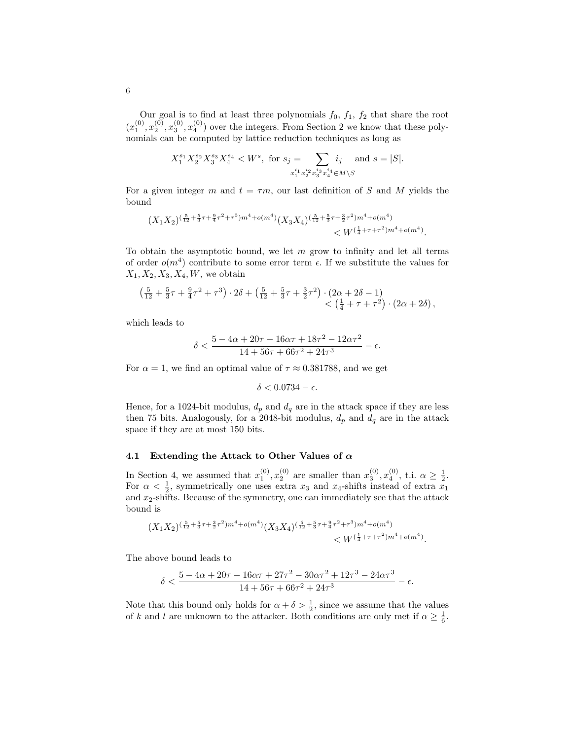Our goal is to find at least three polynomials $f_0$, $f_1$, $f_2$ that share the root $(x_1^{(0)}, x_2^{(0)}, x_3^{(0)}, x_4^{(0)})$ over the integers. From Section 2 we know that these polynomials can be computed by lattice reduction techniques as long as

$$X_1^{s_1} X_2^{s_2} X_3^{s_3} X_4^{s_4} < W^s, \text{ for } s_j = \sum_{x_1^{i_1} x_2^{i_2} x_3^{i_3} x_4^{i_4} \in M \setminus S} i_j \quad \text{and } s = |S|.$$

For a given integer $m$ and $t = \tau m$, our last definition of $S$ and $M$ yields the bound

$$(X_1 X_2)^{(\frac{5}{12} + \frac{5}{3}\tau + \frac{9}{4}\tau^2 + \tau^3)m^4 + o(m^4)} (X_3 X_4)^{(\frac{5}{12} + \frac{5}{3}\tau + \frac{3}{2}\tau^2)m^4 + o(m^4)} < W^{(\frac{1}{4} + \tau + \tau^2)m^4 + o(m^4)}.$$

To obtain the asymptotic bound, we let $m$ grow to infinity and let all terms of order $o(m^4)$ contribute to some error term $\epsilon$. If we substitute the values for $X_1, X_2, X_3, X_4, W$, we obtain

$$\left(\tfrac{5}{12} + \tfrac{5}{3}\tau + \tfrac{9}{4}\tau^2 + \tau^3\right) \cdot 2\delta + \left(\tfrac{5}{12} + \tfrac{5}{3}\tau + \tfrac{3}{2}\tau^2\right) \cdot (2\alpha + 2\delta - 1) < \left(\tfrac{1}{4} + \tau + \tau^2\right) \cdot (2\alpha + 2\delta),$$

which leads to

$$\delta < \frac{5 - 4\alpha + 20\tau - 16\alpha\tau + 18\tau^2 - 12\alpha\tau^2}{14 + 56\tau + 66\tau^2 + 24\tau^3} - \epsilon.$$

For $\alpha = 1$, we find an optimal value of $\tau \approx 0.381788$, and we get

$$\delta < 0.0734 - \epsilon.$$

Hence, for a 1024-bit modulus, $d_p$ and $d_q$ are in the attack space if they are less then 75 bits. Analogously, for a 2048-bit modulus, $d_p$ and $d_q$ are in the attack space if they are at most 150 bits.

### 4.1 Extending the Attack to Other Values of $\alpha$

In Section 4, we assumed that $x_1^{(0)}, x_2^{(0)}$ are smaller than $x_3^{(0)}, x_4^{(0)}$, t.i. $\alpha \geq \frac{1}{2}$. For $\alpha < \frac{1}{2}$, symmetrically one uses extra $x_3$ and $x_4$-shifts instead of extra $x_1$ and $x_2$-shifts. Because of the symmetry, one can immediately see that the attack bound is

$$(X_1 X_2)^{(\frac{5}{12} + \frac{5}{3}\tau + \frac{3}{2}\tau^2)m^4 + o(m^4)} (X_3 X_4)^{(\frac{5}{12} + \frac{5}{3}\tau + \frac{9}{4}\tau^2 + \tau^3)m^4 + o(m^4)} < W^{(\frac{1}{4} + \tau + \tau^2)m^4 + o(m^4)}.$$

The above bound leads to

$$\delta < \frac{5 - 4\alpha + 20\tau - 16\alpha\tau + 27\tau^2 - 30\alpha\tau^2 + 12\tau^3 - 24\alpha\tau^3}{14 + 56\tau + 66\tau^2 + 24\tau^3} - \epsilon.$$

Note that this bound only holds for $\alpha + \delta > \frac{1}{2}$, since we assume that the values of $k$ and $l$ are unknown to the attacker. Both conditions are only met if $\alpha \geq \frac{1}{6}$.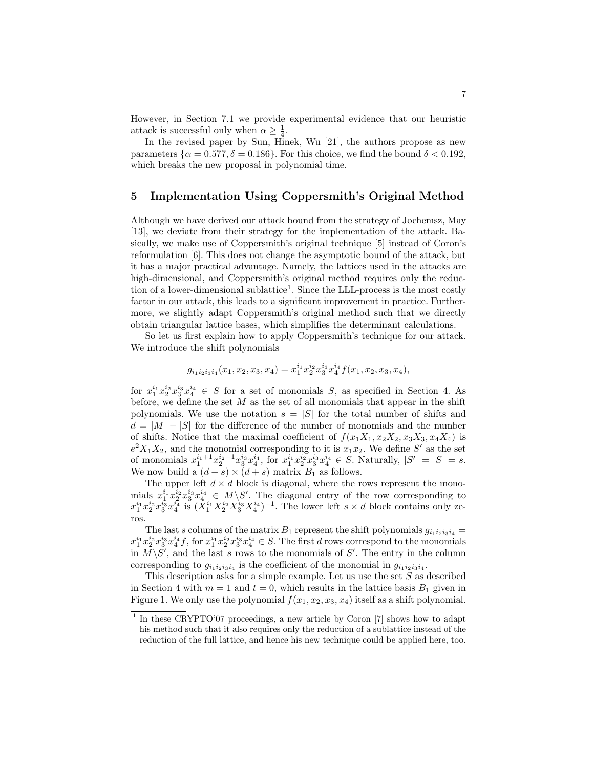However, in Section 7.1 we provide experimental evidence that our heuristic attack is successful only when $\alpha \geq \frac{1}{4}$.

In the revised paper by Sun, Hinek, Wu [21], the authors propose as new parameters $\{\alpha = 0.577, \delta = 0.186\}$. For this choice, we find the bound $\delta < 0.192$, which breaks the new proposal in polynomial time.

## 5 Implementation Using Coppersmith's Original Method

Although we have derived our attack bound from the strategy of Jochemsz, May [13], we deviate from their strategy for the implementation of the attack. Basically, we make use of Coppersmith's original technique [5] instead of Coron's reformulation [6]. This does not change the asymptotic bound of the attack, but it has a major practical advantage. Namely, the lattices used in the attacks are high-dimensional, and Coppersmith's original method requires only the reduction of a lower-dimensional sublattice[1]. Since the LLL-process is the most costly factor in our attack, this leads to a significant improvement in practice. Furthermore, we slightly adapt Coppersmith's original method such that we directly obtain triangular lattice bases, which simplifies the determinant calculations.

So let us first explain how to apply Coppersmith's technique for our attack. We introduce the shift polynomials

$$g_{i_1 i_2 i_3 i_4}(x_1, x_2, x_3, x_4) = x_1^{i_1} x_2^{i_2} x_3^{i_3} x_4^{i_4} f(x_1, x_2, x_3, x_4),$$

for $x_1^{i_1} x_2^{i_2} x_3^{i_3} x_4^{i_4} \in S$ for a set of monomials $S$, as specified in Section 4. As before, we define the set $M$ as the set of all monomials that appear in the shift polynomials. We use the notation $s = |S|$ for the total number of shifts and $d = |M| - |S|$ for the difference of the number of monomials and the number of shifts. Notice that the maximal coefficient of $f(x_1X_1, x_2X_2, x_3X_3, x_4X_4)$ is $e^2 X_1 X_2$, and the monomial corresponding to it is $x_1 x_2$. We define $S'$ as the set of monomials $x_1^{i_1+1} x_2^{i_2+1} x_3^{i_3} x_4^{i_4}$, for $x_1^{i_1} x_2^{i_2} x_3^{i_3} x_4^{i_4} \in S$. Naturally, $|S'| = |S| = s$. We now build a $(d + s) \times (d + s)$ matrix $B_1$ as follows.

The upper left $d \times d$ block is diagonal, where the rows represent the monomials $x_1^{i_1} x_2^{i_2} x_3^{i_3} x_4^{i_4} \in M \backslash S'$. The diagonal entry of the row corresponding to $x_1^{i_1} x_2^{i_2} x_3^{i_3} x_4^{i_4}$ is $(X_1^{i_1} X_2^{i_2} X_3^{i_3} X_4^{i_4})^{-1}$. The lower left $s \times d$ block contains only zeros.

The last $s$ columns of the matrix $B_1$ represent the shift polynomials $g_{i_1 i_2 i_3 i_4} = x_1^{i_1} x_2^{i_2} x_3^{i_3} x_4^{i_4} f$, for $x_1^{i_1} x_2^{i_2} x_3^{i_3} x_4^{i_4} \in S$. The first $d$ rows correspond to the monomials in $M \backslash S'$, and the last $s$ rows to the monomials of $S'$. The entry in the column corresponding to $g_{i_1 i_2 i_3 i_4}$ is the coefficient of the monomial in $g_{i_1 i_2 i_3 i_4}$.

This description asks for a simple example. Let us use the set $S$ as described in Section 4 with $m = 1$ and $t = 0$, which results in the lattice basis $B_1$ given in Figure 1. We only use the polynomial $f(x_1, x_2, x_3, x_4)$ itself as a shift polynomial.

[1] In these CRYPTO'07 proceedings, a new article by Coron [7] shows how to adapt his method such that it also requires only the reduction of a sublattice instead of the reduction of the full lattice, and hence his new technique could be applied here, too.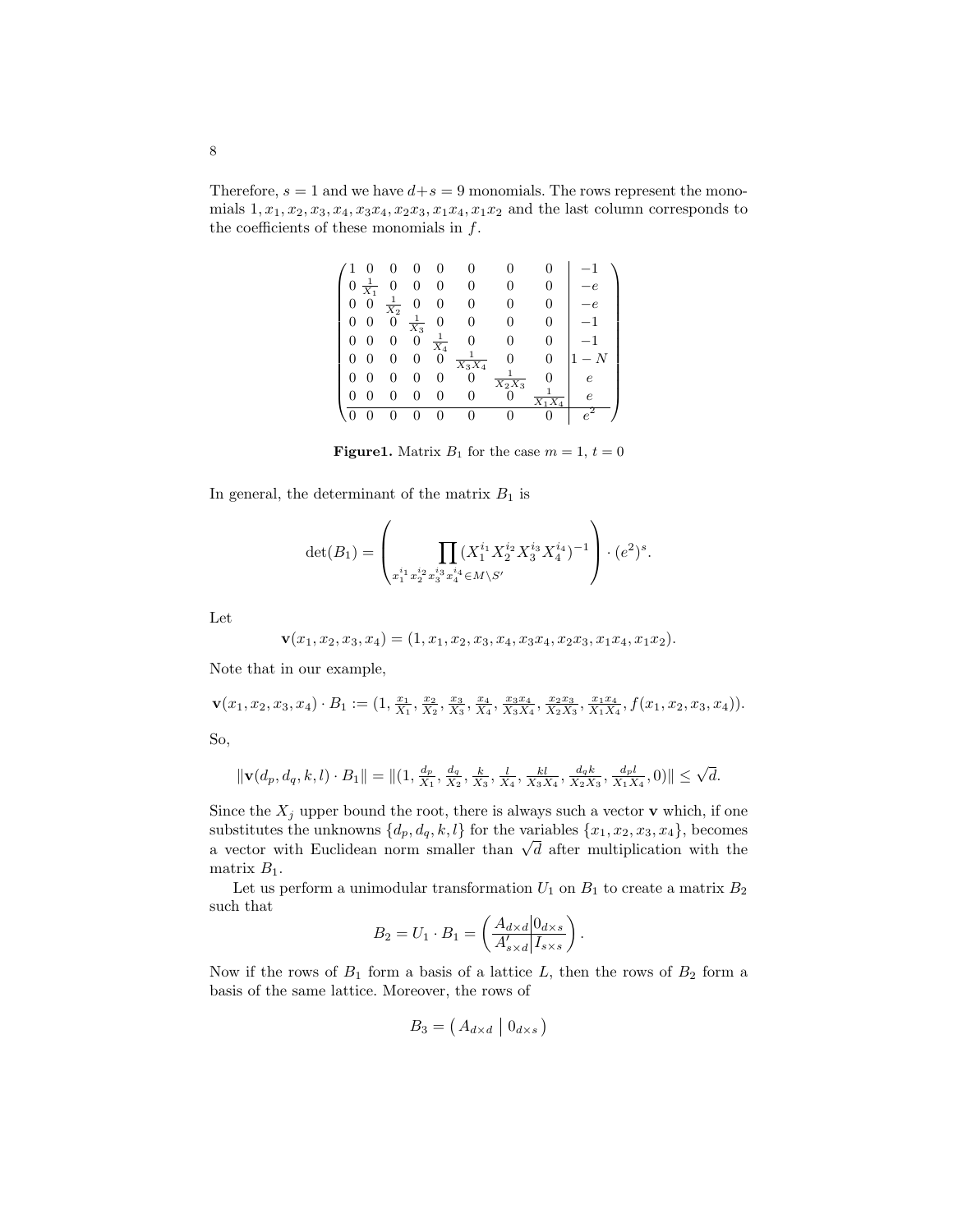Therefore, $s = 1$ and we have $d+s = 9$ monomials. The rows represent the monomials $1, x_1, x_2, x_3, x_4, x_3x_4, x_2x_3, x_1x_4, x_1x_2$ and the last column corresponds to the coefficients of these monomials in $f$.

$$
\left(\begin{array}{cccccccc|c}
1 & 0 & 0 & 0 & 0 & 0 & 0 & 0 & -1 \\
0 & \frac{1}{X_1} & 0 & 0 & 0 & 0 & 0 & 0 & -e \\
0 & 0 & \frac{1}{X_2} & 0 & 0 & 0 & 0 & 0 & -e \\
0 & 0 & 0 & \frac{1}{X_3} & 0 & 0 & 0 & 0 & -1 \\
0 & 0 & 0 & 0 & \frac{1}{X_4} & 0 & 0 & 0 & -1 \\
0 & 0 & 0 & 0 & 0 & \frac{1}{X_3X_4} & 0 & 0 & 1-N \\
0 & 0 & 0 & 0 & 0 & 0 & \frac{1}{X_2X_3} & 0 & e \\
0 & 0 & 0 & 0 & 0 & 0 & 0 & \frac{1}{X_1X_4} & e \\
\hline
0 & 0 & 0 & 0 & 0 & 0 & 0 & 0 & e^2
\end{array}\right)
$$

**Figure1.** Matrix $B_1$ for the case $m = 1$, $t = 0$

In general, the determinant of the matrix $B_1$ is

$$
\det(B_1) = \left( \prod_{x_1^{i_1}x_2^{i_2}x_3^{i_3}x_4^{i_4} \in M \setminus S'} (X_1^{i_1}X_2^{i_2}X_3^{i_3}X_4^{i_4})^{-1} \right) \cdot (e^2)^s.
$$

Let

$$
\mathbf{v}(x_1, x_2, x_3, x_4) = (1, x_1, x_2, x_3, x_4, x_3x_4, x_2x_3, x_1x_4, x_1x_2).
$$

Note that in our example,

$$
\mathbf{v}(x_1, x_2, x_3, x_4) \cdot B_1 := (1, \tfrac{x_1}{X_1}, \tfrac{x_2}{X_2}, \tfrac{x_3}{X_3}, \tfrac{x_4}{X_4}, \tfrac{x_3x_4}{X_3X_4}, \tfrac{x_2x_3}{X_2X_3}, \tfrac{x_1x_4}{X_1X_4}, f(x_1, x_2, x_3, x_4)).
$$

So,

$$
\|\mathbf{v}(d_p, d_q, k, l) \cdot B_1\| = \|(1, \tfrac{d_p}{X_1}, \tfrac{d_q}{X_2}, \tfrac{k}{X_3}, \tfrac{l}{X_4}, \tfrac{kl}{X_3X_4}, \tfrac{d_qk}{X_2X_3}, \tfrac{d_pl}{X_1X_4}, 0)\| \leq \sqrt{d}.
$$

Since the $X_j$ upper bound the root, there is always such a vector $\mathbf{v}$ which, if one substitutes the unknowns $\{d_p, d_q, k, l\}$ for the variables $\{x_1, x_2, x_3, x_4\}$, becomes a vector with Euclidean norm smaller than $\sqrt{d}$ after multiplication with the matrix $B_1$.

Let us perform a unimodular transformation $U_1$ on $B_1$ to create a matrix $B_2$ such that

$$
B_2 = U_1 \cdot B_1 = \left( \begin{array}{c|c} A_{d\times d} & 0_{d\times s} \\ \hline A'_{s\times d} & I_{s\times s} \end{array} \right).
$$

Now if the rows of $B_1$ form a basis of a lattice $L$, then the rows of $B_2$ form a basis of the same lattice. Moreover, the rows of

$$
B_3 = \left( A_{d\times d} \;\middle|\; 0_{d\times s} \right)
$$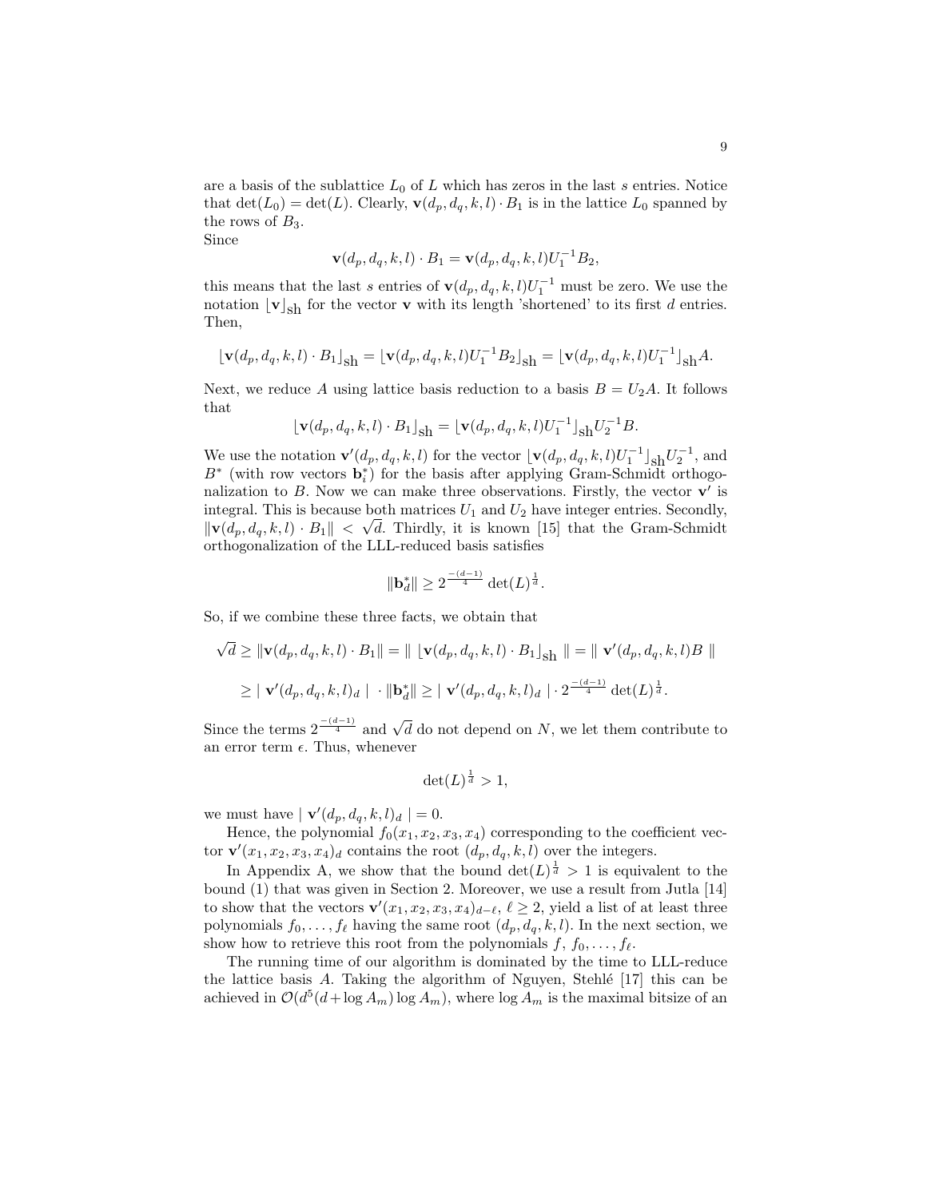are a basis of the sublattice $L_0$ of $L$ which has zeros in the last $s$ entries. Notice that $\det(L_0) = \det(L)$. Clearly, $\mathbf{v}(d_p, d_q, k, l) \cdot B_1$ is in the lattice $L_0$ spanned by the rows of $B_3$.

Since

$$\mathbf{v}(d_p, d_q, k, l) \cdot B_1 = \mathbf{v}(d_p, d_q, k, l) U_1^{-1} B_2,$$

this means that the last $s$ entries of $\mathbf{v}(d_p, d_q, k, l) U_1^{-1}$ must be zero. We use the notation $\lfloor \mathbf{v} \rfloor_{\text{sh}}$ for the vector $\mathbf{v}$ with its length 'shortened' to its first $d$ entries. Then,

$$\lfloor \mathbf{v}(d_p, d_q, k, l) \cdot B_1 \rfloor_{\text{sh}} = \lfloor \mathbf{v}(d_p, d_q, k, l) U_1^{-1} B_2 \rfloor_{\text{sh}} = \lfloor \mathbf{v}(d_p, d_q, k, l) U_1^{-1} \rfloor_{\text{sh}} A.$$

Next, we reduce $A$ using lattice basis reduction to a basis $B = U_2 A$. It follows that

$$\lfloor \mathbf{v}(d_p, d_q, k, l) \cdot B_1 \rfloor_{\text{sh}} = \lfloor \mathbf{v}(d_p, d_q, k, l) U_1^{-1} \rfloor_{\text{sh}} U_2^{-1} B.$$

We use the notation $\mathbf{v}'(d_p, d_q, k, l)$ for the vector $\lfloor \mathbf{v}(d_p, d_q, k, l) U_1^{-1} \rfloor_{\text{sh}} U_2^{-1}$, and $B^*$ (with row vectors $\mathbf{b}_i^*$) for the basis after applying Gram-Schmidt orthogonalization to $B$. Now we can make three observations. Firstly, the vector $\mathbf{v}'$ is integral. This is because both matrices $U_1$ and $U_2$ have integer entries. Secondly, $\|\mathbf{v}(d_p, d_q, k, l) \cdot B_1\| < \sqrt{d}$. Thirdly, it is known [15] that the Gram-Schmidt orthogonalization of the LLL-reduced basis satisfies

$$\|\mathbf{b}_d^*\| \geq 2^{\frac{-(d-1)}{4}} \det(L)^{\frac{1}{d}}.$$

So, if we combine these three facts, we obtain that

$$\sqrt{d} \geq \|\mathbf{v}(d_p, d_q, k, l) \cdot B_1\| = \| \lfloor \mathbf{v}(d_p, d_q, k, l) \cdot B_1 \rfloor_{\text{sh}} \| = \| \mathbf{v}'(d_p, d_q, k, l) B \|$$

$$\geq | \mathbf{v}'(d_p, d_q, k, l)_d | \cdot \|\mathbf{b}_d^*\| \geq | \mathbf{v}'(d_p, d_q, k, l)_d | \cdot 2^{\frac{-(d-1)}{4}} \det(L)^{\frac{1}{d}}.$$

Since the terms $2^{\frac{-(d-1)}{4}}$ and $\sqrt{d}$ do not depend on $N$, we let them contribute to an error term $\epsilon$. Thus, whenever

$$\det(L)^{\frac{1}{d}} > 1,$$

we must have $| \mathbf{v}'(d_p, d_q, k, l)_d | = 0$.

Hence, the polynomial $f_0(x_1, x_2, x_3, x_4)$ corresponding to the coefficient vector $\mathbf{v}'(x_1, x_2, x_3, x_4)_d$ contains the root $(d_p, d_q, k, l)$ over the integers.

In Appendix A, we show that the bound $\det(L)^{\frac{1}{d}} > 1$ is equivalent to the bound (1) that was given in Section 2. Moreover, we use a result from Jutla [14] to show that the vectors $\mathbf{v}'(x_1, x_2, x_3, x_4)_{d-\ell}$, $\ell \geq 2$, yield a list of at least three polynomials $f_0, \ldots, f_\ell$ having the same root $(d_p, d_q, k, l)$. In the next section, we show how to retrieve this root from the polynomials $f$, $f_0, \ldots, f_\ell$.

The running time of our algorithm is dominated by the time to LLL-reduce the lattice basis $A$. Taking the algorithm of Nguyen, Stehlé [17] this can be achieved in $\mathcal{O}(d^5(d + \log A_m) \log A_m)$, where $\log A_m$ is the maximal bitsize of an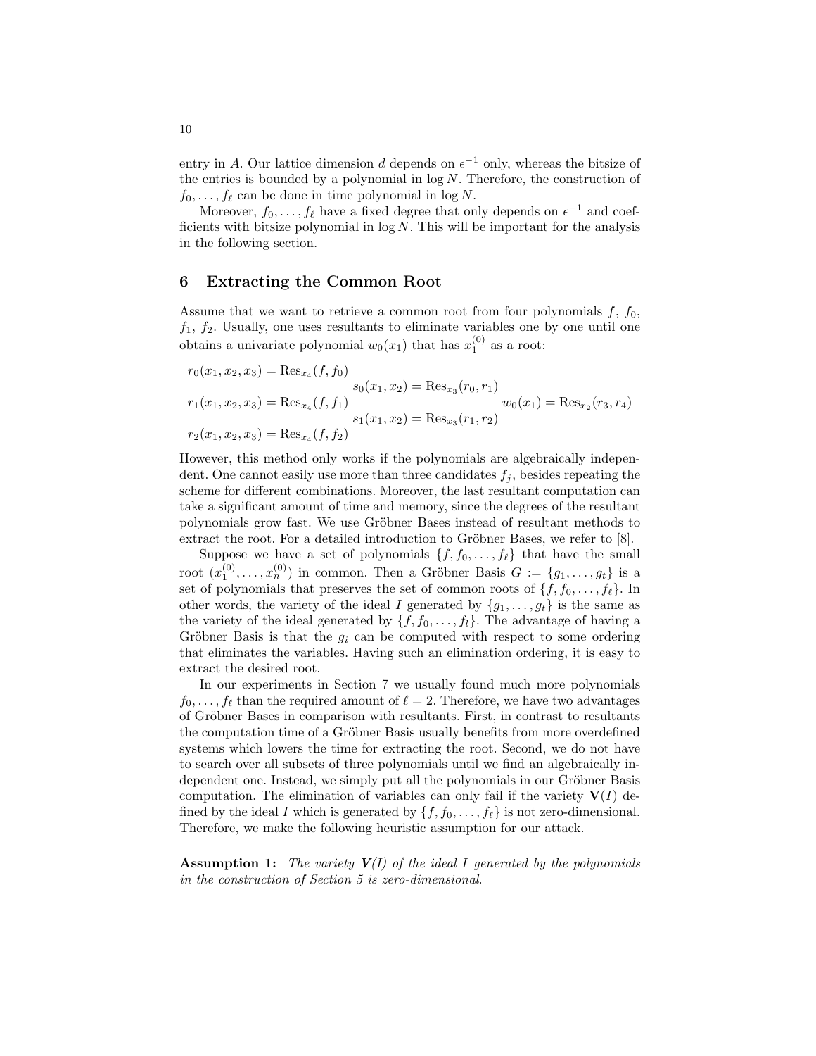entry in $A$. Our lattice dimension $d$ depends on $\epsilon^{-1}$ only, whereas the bitsize of the entries is bounded by a polynomial in $\log N$. Therefore, the construction of $f_0, \ldots, f_\ell$ can be done in time polynomial in $\log N$.

Moreover, $f_0, \ldots, f_\ell$ have a fixed degree that only depends on $\epsilon^{-1}$ and coefficients with bitsize polynomial in $\log N$. This will be important for the analysis in the following section.

## 6 Extracting the Common Root

Assume that we want to retrieve a common root from four polynomials $f$, $f_0$, $f_1$, $f_2$. Usually, one uses resultants to eliminate variables one by one until one obtains a univariate polynomial $w_0(x_1)$ that has $x_1^{(0)}$ as a root:

$$
\begin{array}{lll}
r_0(x_1, x_2, x_3) = \mathrm{Res}_{x_4}(f, f_0) & & \\
 & s_0(x_1, x_2) = \mathrm{Res}_{x_3}(r_0, r_1) & \\
r_1(x_1, x_2, x_3) = \mathrm{Res}_{x_4}(f, f_1) & & w_0(x_1) = \mathrm{Res}_{x_2}(r_3, r_4) \\
 & s_1(x_1, x_2) = \mathrm{Res}_{x_3}(r_1, r_2) & \\
r_2(x_1, x_2, x_3) = \mathrm{Res}_{x_4}(f, f_2) & &
\end{array}
$$

However, this method only works if the polynomials are algebraically independent. One cannot easily use more than three candidates $f_j$, besides repeating the scheme for different combinations. Moreover, the last resultant computation can take a significant amount of time and memory, since the degrees of the resultant polynomials grow fast. We use Gröbner Bases instead of resultant methods to extract the root. For a detailed introduction to Gröbner Bases, we refer to [8].

Suppose we have a set of polynomials $\{f, f_0, \ldots, f_\ell\}$ that have the small root $(x_1^{(0)}, \ldots, x_n^{(0)})$ in common. Then a Gröbner Basis $G := \{g_1, \ldots, g_t\}$ is a set of polynomials that preserves the set of common roots of $\{f, f_0, \ldots, f_\ell\}$. In other words, the variety of the ideal $I$ generated by $\{g_1, \ldots, g_t\}$ is the same as the variety of the ideal generated by $\{f, f_0, \ldots, f_l\}$. The advantage of having a Gröbner Basis is that the $g_i$ can be computed with respect to some ordering that eliminates the variables. Having such an elimination ordering, it is easy to extract the desired root.

In our experiments in Section 7 we usually found much more polynomials $f_0, \ldots, f_\ell$ than the required amount of $\ell = 2$. Therefore, we have two advantages of Gröbner Bases in comparison with resultants. First, in contrast to resultants the computation time of a Gröbner Basis usually benefits from more overdefined systems which lowers the time for extracting the root. Second, we do not have to search over all subsets of three polynomials until we find an algebraically independent one. Instead, we simply put all the polynomials in our Gröbner Basis computation. The elimination of variables can only fail if the variety $\mathbf{V}(I)$ defined by the ideal $I$ which is generated by $\{f, f_0, \ldots, f_\ell\}$ is not zero-dimensional. Therefore, we make the following heuristic assumption for our attack.

**Assumption 1:** *The variety $\mathbf{V}(I)$ of the ideal $I$ generated by the polynomials in the construction of Section 5 is zero-dimensional.*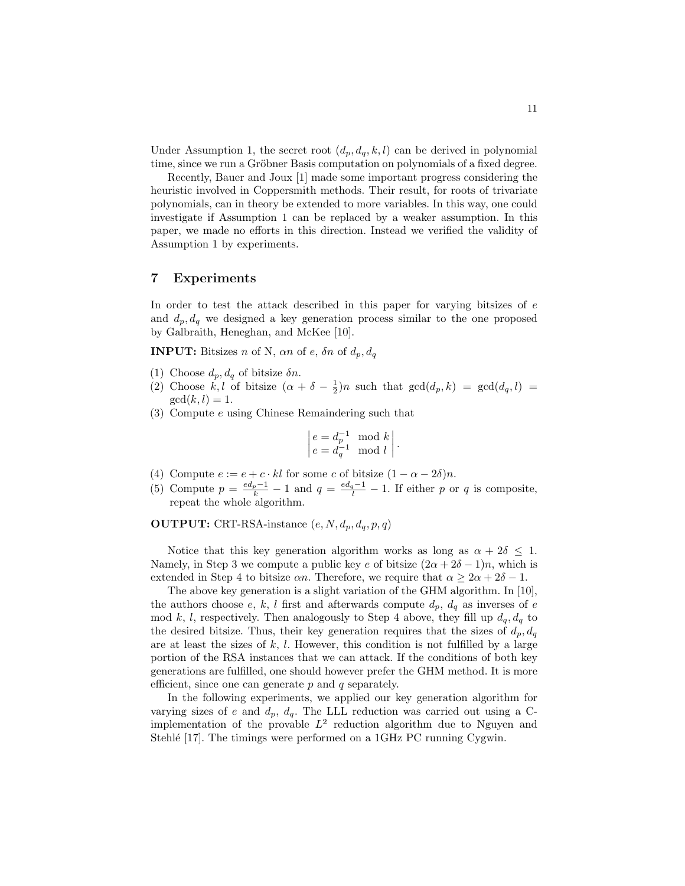Under Assumption 1, the secret root $(d_p, d_q, k, l)$ can be derived in polynomial time, since we run a Gröbner Basis computation on polynomials of a fixed degree.

Recently, Bauer and Joux [1] made some important progress considering the heuristic involved in Coppersmith methods. Their result, for roots of trivariate polynomials, can in theory be extended to more variables. In this way, one could investigate if Assumption 1 can be replaced by a weaker assumption. In this paper, we made no efforts in this direction. Instead we verified the validity of Assumption 1 by experiments.

## 7 Experiments

In order to test the attack described in this paper for varying bitsizes of $e$ and $d_p, d_q$ we designed a key generation process similar to the one proposed by Galbraith, Heneghan, and McKee [10].

**INPUT:** Bitsizes $n$ of N, $\alpha n$ of $e$, $\delta n$ of $d_p, d_q$

(1) Choose $d_p, d_q$ of bitsize $\delta n$.
(2) Choose $k, l$ of bitsize $(\alpha + \delta - \frac{1}{2})n$ such that $\gcd(d_p, k) = \gcd(d_q, l) = \gcd(k, l) = 1$.
(3) Compute $e$ using Chinese Remaindering such that

$$\left| \begin{array}{l} e = d_p^{-1} \mod k \\ e = d_q^{-1} \mod l \end{array} \right| .$$

(4) Compute $e := e + c \cdot kl$ for some $c$ of bitsize $(1 - \alpha - 2\delta)n$.
(5) Compute $p = \frac{ed_p - 1}{k} - 1$ and $q = \frac{ed_q - 1}{l} - 1$. If either $p$ or $q$ is composite, repeat the whole algorithm.

**OUTPUT:** CRT-RSA-instance $(e, N, d_p, d_q, p, q)$

Notice that this key generation algorithm works as long as $\alpha + 2\delta \leq 1$. Namely, in Step 3 we compute a public key $e$ of bitsize $(2\alpha + 2\delta - 1)n$, which is extended in Step 4 to bitsize $\alpha n$. Therefore, we require that $\alpha \geq 2\alpha + 2\delta - 1$.

The above key generation is a slight variation of the GHM algorithm. In [10], the authors choose $e$, $k$, $l$ first and afterwards compute $d_p$, $d_q$ as inverses of $e$ mod $k$, $l$, respectively. Then analogously to Step 4 above, they fill up $d_q, d_q$ to the desired bitsize. Thus, their key generation requires that the sizes of $d_p, d_q$ are at least the sizes of $k$, $l$. However, this condition is not fulfilled by a large portion of the RSA instances that we can attack. If the conditions of both key generations are fulfilled, one should however prefer the GHM method. It is more efficient, since one can generate $p$ and $q$ separately.

In the following experiments, we applied our key generation algorithm for varying sizes of $e$ and $d_p$, $d_q$. The LLL reduction was carried out using a C-implementation of the provable $L^2$ reduction algorithm due to Nguyen and Stehlé [17]. The timings were performed on a 1GHz PC running Cygwin.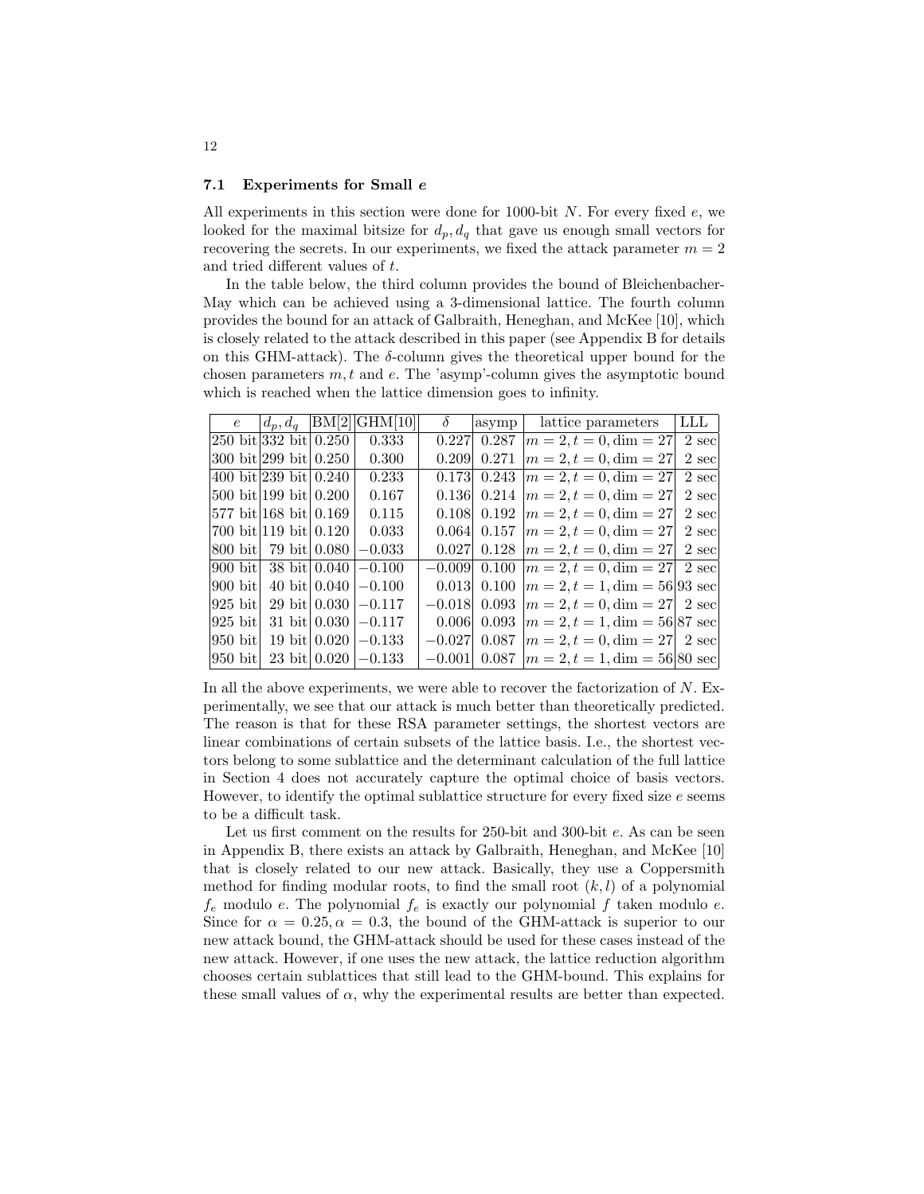### 7.1 Experiments for Small $e$

All experiments in this section were done for 1000-bit $N$. For every fixed $e$, we looked for the maximal bitsize for $d_p, d_q$ that gave us enough small vectors for recovering the secrets. In our experiments, we fixed the attack parameter $m = 2$ and tried different values of $t$.

In the table below, the third column provides the bound of Bleichenbacher-May which can be achieved using a 3-dimensional lattice. The fourth column provides the bound for an attack of Galbraith, Heneghan, and McKee [10], which is closely related to the attack described in this paper (see Appendix B for details on this GHM-attack). The $\delta$-column gives the theoretical upper bound for the chosen parameters $m, t$ and $e$. The 'asymp'-column gives the asymptotic bound which is reached when the lattice dimension goes to infinity.

| $e$ | $d_p, d_q$ | BM[2] | GHM[10] | $\delta$ | asymp | lattice parameters | LLL |
|---|---|---|---|---|---|---|---|
| 250 bit | 332 bit | 0.250 | 0.333 | 0.227 | 0.287 | $m = 2, t = 0, \dim = 27$ | 2 sec |
| 300 bit | 299 bit | 0.250 | 0.300 | 0.209 | 0.271 | $m = 2, t = 0, \dim = 27$ | 2 sec |
| 400 bit | 239 bit | 0.240 | 0.233 | 0.173 | 0.243 | $m = 2, t = 0, \dim = 27$ | 2 sec |
| 500 bit | 199 bit | 0.200 | 0.167 | 0.136 | 0.214 | $m = 2, t = 0, \dim = 27$ | 2 sec |
| 577 bit | 168 bit | 0.169 | 0.115 | 0.108 | 0.192 | $m = 2, t = 0, \dim = 27$ | 2 sec |
| 700 bit | 119 bit | 0.120 | 0.033 | 0.064 | 0.157 | $m = 2, t = 0, \dim = 27$ | 2 sec |
| 800 bit | 79 bit | 0.080 | $-0.033$ | 0.027 | 0.128 | $m = 2, t = 0, \dim = 27$ | 2 sec |
| 900 bit | 38 bit | 0.040 | $-0.100$ | $-0.009$ | 0.100 | $m = 2, t = 0, \dim = 27$ | 2 sec |
| 900 bit | 40 bit | 0.040 | $-0.100$ | 0.013 | 0.100 | $m = 2, t = 1, \dim = 56$ | 93 sec |
| 925 bit | 29 bit | 0.030 | $-0.117$ | $-0.018$ | 0.093 | $m = 2, t = 0, \dim = 27$ | 2 sec |
| 925 bit | 31 bit | 0.030 | $-0.117$ | 0.006 | 0.093 | $m = 2, t = 1, \dim = 56$ | 87 sec |
| 950 bit | 19 bit | 0.020 | $-0.133$ | $-0.027$ | 0.087 | $m = 2, t = 0, \dim = 27$ | 2 sec |
| 950 bit | 23 bit | 0.020 | $-0.133$ | $-0.001$ | 0.087 | $m = 2, t = 1, \dim = 56$ | 80 sec |

In all the above experiments, we were able to recover the factorization of $N$. Experimentally, we see that our attack is much better than theoretically predicted. The reason is that for these RSA parameter settings, the shortest vectors are linear combinations of certain subsets of the lattice basis. I.e., the shortest vectors belong to some sublattice and the determinant calculation of the full lattice in Section 4 does not accurately capture the optimal choice of basis vectors. However, to identify the optimal sublattice structure for every fixed size $e$ seems to be a difficult task.

Let us first comment on the results for 250-bit and 300-bit $e$. As can be seen in Appendix B, there exists an attack by Galbraith, Heneghan, and McKee [10] that is closely related to our new attack. Basically, they use a Coppersmith method for finding modular roots, to find the small root $(k, l)$ of a polynomial $f_e$ modulo $e$. The polynomial $f_e$ is exactly our polynomial $f$ taken modulo $e$. Since for $\alpha = 0.25, \alpha = 0.3$, the bound of the GHM-attack is superior to our new attack bound, the GHM-attack should be used for these cases instead of the new attack. However, if one uses the new attack, the lattice reduction algorithm chooses certain sublattices that still lead to the GHM-bound. This explains for these small values of $\alpha$, why the experimental results are better than expected.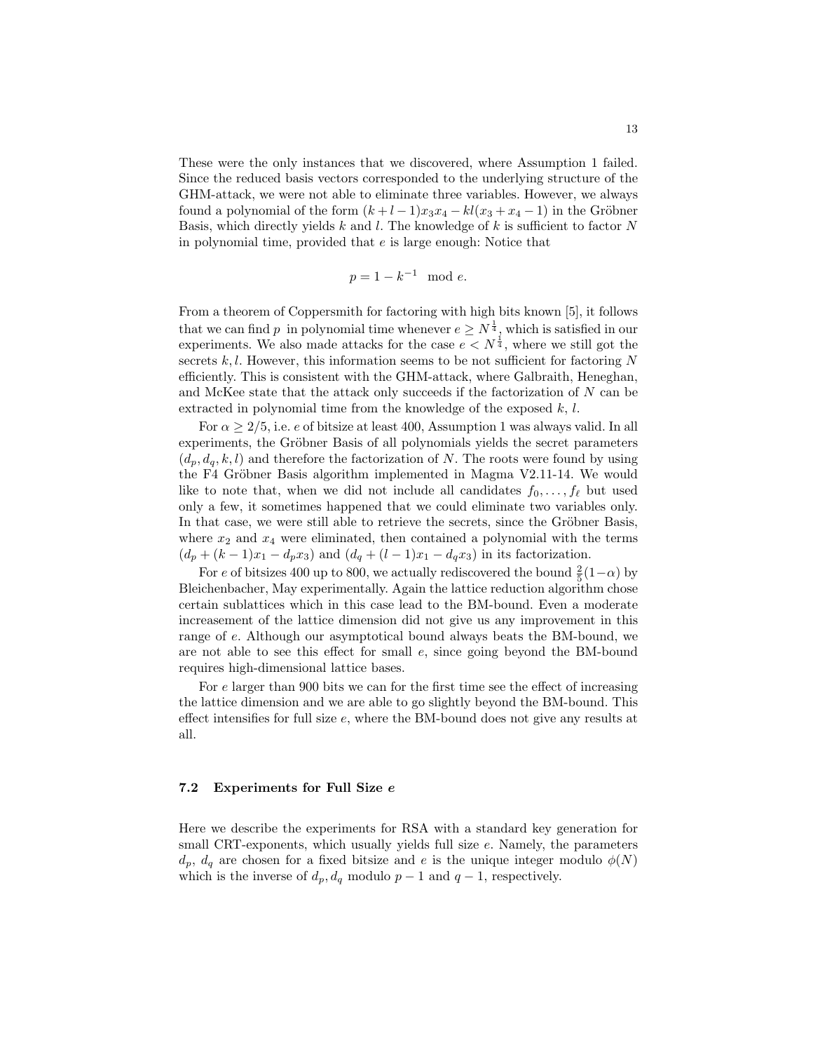These were the only instances that we discovered, where Assumption 1 failed. Since the reduced basis vectors corresponded to the underlying structure of the GHM-attack, we were not able to eliminate three variables. However, we always found a polynomial of the form $(k+l-1)x_3x_4 - kl(x_3+x_4-1)$ in the Gröbner Basis, which directly yields $k$ and $l$. The knowledge of $k$ is sufficient to factor $N$ in polynomial time, provided that $e$ is large enough: Notice that

$$p = 1 - k^{-1} \mod e.$$

From a theorem of Coppersmith for factoring with high bits known [5], it follows that we can find $p$ in polynomial time whenever $e \geq N^{\frac{1}{4}}$, which is satisfied in our experiments. We also made attacks for the case $e < N^{\frac{1}{4}}$, where we still got the secrets $k, l$. However, this information seems to be not sufficient for factoring $N$ efficiently. This is consistent with the GHM-attack, where Galbraith, Heneghan, and McKee state that the attack only succeeds if the factorization of $N$ can be extracted in polynomial time from the knowledge of the exposed $k$, $l$.

For $\alpha \geq 2/5$, i.e. $e$ of bitsize at least 400, Assumption 1 was always valid. In all experiments, the Gröbner Basis of all polynomials yields the secret parameters $(d_p, d_q, k, l)$ and therefore the factorization of $N$. The roots were found by using the F4 Gröbner Basis algorithm implemented in Magma V2.11-14. We would like to note that, when we did not include all candidates $f_0, \ldots, f_\ell$ but used only a few, it sometimes happened that we could eliminate two variables only. In that case, we were still able to retrieve the secrets, since the Gröbner Basis, where $x_2$ and $x_4$ were eliminated, then contained a polynomial with the terms $(d_p + (k-1)x_1 - d_px_3)$ and $(d_q + (l-1)x_1 - d_qx_3)$ in its factorization.

For $e$ of bitsizes 400 up to 800, we actually rediscovered the bound $\frac{2}{5}(1-\alpha)$ by Bleichenbacher, May experimentally. Again the lattice reduction algorithm chose certain sublattices which in this case lead to the BM-bound. Even a moderate increasement of the lattice dimension did not give us any improvement in this range of $e$. Although our asymptotical bound always beats the BM-bound, we are not able to see this effect for small $e$, since going beyond the BM-bound requires high-dimensional lattice bases.

For $e$ larger than 900 bits we can for the first time see the effect of increasing the lattice dimension and we are able to go slightly beyond the BM-bound. This effect intensifies for full size $e$, where the BM-bound does not give any results at all.

### 7.2 Experiments for Full Size $e$

Here we describe the experiments for RSA with a standard key generation for small CRT-exponents, which usually yields full size $e$. Namely, the parameters $d_p$, $d_q$ are chosen for a fixed bitsize and $e$ is the unique integer modulo $\phi(N)$ which is the inverse of $d_p, d_q$ modulo $p-1$ and $q-1$, respectively.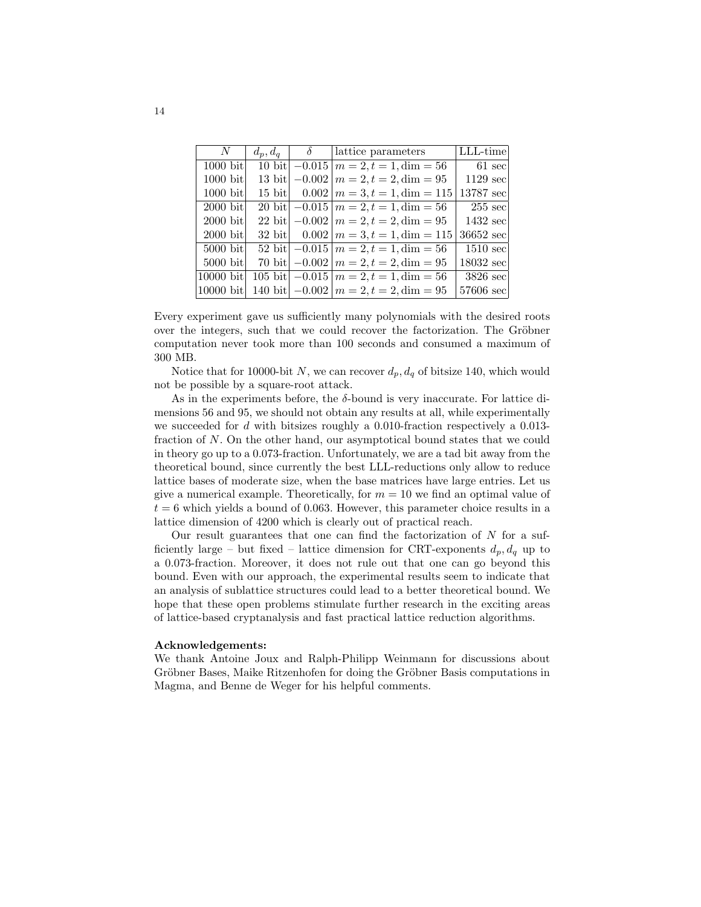| $N$ | $d_p, d_q$ | $\delta$ | lattice parameters | LLL-time |
|---|---|---|---|---|
| 1000 bit | 10 bit | $-0.015$ | $m = 2, t = 1, \dim = 56$ | 61 sec |
| 1000 bit | 13 bit | $-0.002$ | $m = 2, t = 2, \dim = 95$ | 1129 sec |
| 1000 bit | 15 bit | $0.002$ | $m = 3, t = 1, \dim = 115$ | 13787 sec |
| 2000 bit | 20 bit | $-0.015$ | $m = 2, t = 1, \dim = 56$ | 255 sec |
| 2000 bit | 22 bit | $-0.002$ | $m = 2, t = 2, \dim = 95$ | 1432 sec |
| 2000 bit | 32 bit | $0.002$ | $m = 3, t = 1, \dim = 115$ | 36652 sec |
| 5000 bit | 52 bit | $-0.015$ | $m = 2, t = 1, \dim = 56$ | 1510 sec |
| 5000 bit | 70 bit | $-0.002$ | $m = 2, t = 2, \dim = 95$ | 18032 sec |
| 10000 bit | 105 bit | $-0.015$ | $m = 2, t = 1, \dim = 56$ | 3826 sec |
| 10000 bit | 140 bit | $-0.002$ | $m = 2, t = 2, \dim = 95$ | 57606 sec |

Every experiment gave us sufficiently many polynomials with the desired roots over the integers, such that we could recover the factorization. The Gröbner computation never took more than 100 seconds and consumed a maximum of 300 MB.

Notice that for 10000-bit $N$, we can recover $d_p, d_q$ of bitsize 140, which would not be possible by a square-root attack.

As in the experiments before, the $\delta$-bound is very inaccurate. For lattice dimensions 56 and 95, we should not obtain any results at all, while experimentally we succeeded for $d$ with bitsizes roughly a 0.010-fraction respectively a 0.013-fraction of $N$. On the other hand, our asymptotical bound states that we could in theory go up to a 0.073-fraction. Unfortunately, we are a tad bit away from the theoretical bound, since currently the best LLL-reductions only allow to reduce lattice bases of moderate size, when the base matrices have large entries. Let us give a numerical example. Theoretically, for $m = 10$ we find an optimal value of $t = 6$ which yields a bound of 0.063. However, this parameter choice results in a lattice dimension of 4200 which is clearly out of practical reach.

Our result guarantees that one can find the factorization of $N$ for a sufficiently large – but fixed – lattice dimension for CRT-exponents $d_p, d_q$ up to a 0.073-fraction. Moreover, it does not rule out that one can go beyond this bound. Even with our approach, the experimental results seem to indicate that an analysis of sublattice structures could lead to a better theoretical bound. We hope that these open problems stimulate further research in the exciting areas of lattice-based cryptanalysis and fast practical lattice reduction algorithms.

**Acknowledgements:**
We thank Antoine Joux and Ralph-Philipp Weinmann for discussions about Gröbner Bases, Maike Ritzenhofen for doing the Gröbner Basis computations in Magma, and Benne de Weger for his helpful comments.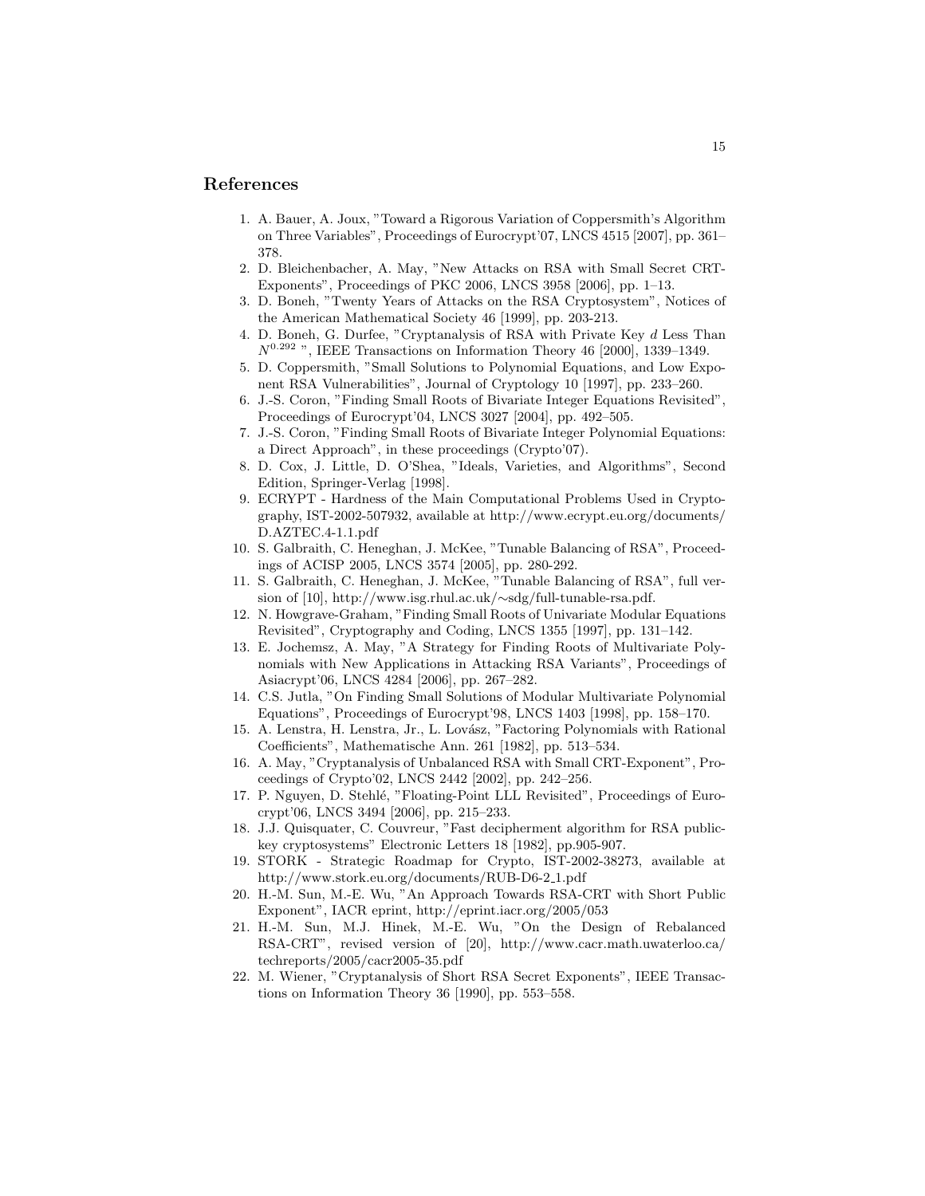## References

1. A. Bauer, A. Joux, "Toward a Rigorous Variation of Coppersmith's Algorithm on Three Variables", Proceedings of Eurocrypt'07, LNCS 4515 [2007], pp. 361–378.
2. D. Bleichenbacher, A. May, "New Attacks on RSA with Small Secret CRT-Exponents", Proceedings of PKC 2006, LNCS 3958 [2006], pp. 1–13.
3. D. Boneh, "Twenty Years of Attacks on the RSA Cryptosystem", Notices of the American Mathematical Society 46 [1999], pp. 203-213.
4. D. Boneh, G. Durfee, "Cryptanalysis of RSA with Private Key $d$ Less Than $N^{0.292}$ ", IEEE Transactions on Information Theory 46 [2000], 1339–1349.
5. D. Coppersmith, "Small Solutions to Polynomial Equations, and Low Exponent RSA Vulnerabilities", Journal of Cryptology 10 [1997], pp. 233–260.
6. J.-S. Coron, "Finding Small Roots of Bivariate Integer Equations Revisited", Proceedings of Eurocrypt'04, LNCS 3027 [2004], pp. 492–505.
7. J.-S. Coron, "Finding Small Roots of Bivariate Integer Polynomial Equations: a Direct Approach", in these proceedings (Crypto'07).
8. D. Cox, J. Little, D. O'Shea, "Ideals, Varieties, and Algorithms", Second Edition, Springer-Verlag [1998].
9. ECRYPT - Hardness of the Main Computational Problems Used in Cryptography, IST-2002-507932, available at http://www.ecrypt.eu.org/documents/D.AZTEC.4-1.1.pdf
10. S. Galbraith, C. Heneghan, J. McKee, "Tunable Balancing of RSA", Proceedings of ACISP 2005, LNCS 3574 [2005], pp. 280-292.
11. S. Galbraith, C. Heneghan, J. McKee, "Tunable Balancing of RSA", full version of [10], http://www.isg.rhul.ac.uk/∼sdg/full-tunable-rsa.pdf.
12. N. Howgrave-Graham, "Finding Small Roots of Univariate Modular Equations Revisited", Cryptography and Coding, LNCS 1355 [1997], pp. 131–142.
13. E. Jochemsz, A. May, "A Strategy for Finding Roots of Multivariate Polynomials with New Applications in Attacking RSA Variants", Proceedings of Asiacrypt'06, LNCS 4284 [2006], pp. 267–282.
14. C.S. Jutla, "On Finding Small Solutions of Modular Multivariate Polynomial Equations", Proceedings of Eurocrypt'98, LNCS 1403 [1998], pp. 158–170.
15. A. Lenstra, H. Lenstra, Jr., L. Lovász, "Factoring Polynomials with Rational Coefficients", Mathematische Ann. 261 [1982], pp. 513–534.
16. A. May, "Cryptanalysis of Unbalanced RSA with Small CRT-Exponent", Proceedings of Crypto'02, LNCS 2442 [2002], pp. 242–256.
17. P. Nguyen, D. Stehlé, "Floating-Point LLL Revisited", Proceedings of Eurocrypt'06, LNCS 3494 [2006], pp. 215–233.
18. J.J. Quisquater, C. Couvreur, "Fast decipherment algorithm for RSA public-key cryptosystems" Electronic Letters 18 [1982], pp.905-907.
19. STORK - Strategic Roadmap for Crypto, IST-2002-38273, available at http://www.stork.eu.org/documents/RUB-D6-2_1.pdf
20. H.-M. Sun, M.-E. Wu, "An Approach Towards RSA-CRT with Short Public Exponent", IACR eprint, http://eprint.iacr.org/2005/053
21. H.-M. Sun, M.J. Hinek, M.-E. Wu, "On the Design of Rebalanced RSA-CRT", revised version of [20], http://www.cacr.math.uwaterloo.ca/techreports/2005/cacr2005-35.pdf
22. M. Wiener, "Cryptanalysis of Short RSA Secret Exponents", IEEE Transactions on Information Theory 36 [1990], pp. 553–558.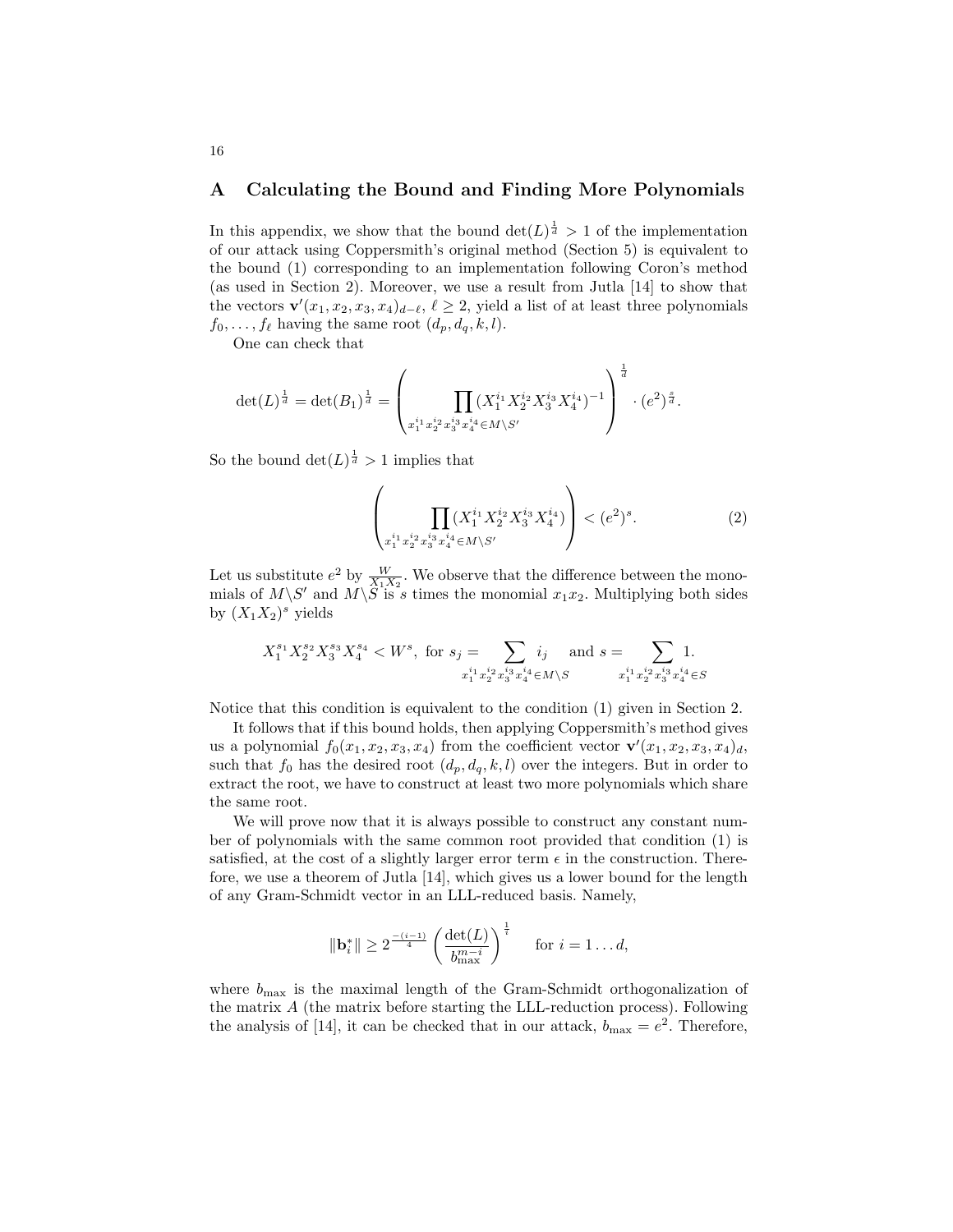## A Calculating the Bound and Finding More Polynomials

In this appendix, we show that the bound $\det(L)^{\frac{1}{d}} > 1$ of the implementation of our attack using Coppersmith's original method (Section 5) is equivalent to the bound (1) corresponding to an implementation following Coron's method (as used in Section 2). Moreover, we use a result from Jutla [14] to show that the vectors $\mathbf{v}'(x_1, x_2, x_3, x_4)_{d-\ell}$, $\ell \geq 2$, yield a list of at least three polynomials $f_0, \ldots, f_\ell$ having the same root $(d_p, d_q, k, l)$.

One can check that

$$\det(L)^{\frac{1}{d}} = \det(B_1)^{\frac{1}{d}} = \left( \prod_{x_1^{i_1} x_2^{i_2} x_3^{i_3} x_4^{i_4} \in M \setminus S'} (X_1^{i_1} X_2^{i_2} X_3^{i_3} X_4^{i_4})^{-1} \right)^{\frac{1}{d}} \cdot (e^2)^{\frac{s}{d}}.$$

So the bound $\det(L)^{\frac{1}{d}} > 1$ implies that

$$\left( \prod_{x_1^{i_1} x_2^{i_2} x_3^{i_3} x_4^{i_4} \in M \setminus S'} (X_1^{i_1} X_2^{i_2} X_3^{i_3} X_4^{i_4}) \right) < (e^2)^s. \tag{2}$$

Let us substitute $e^2$ by $\frac{W}{X_1 X_2}$. We observe that the difference between the monomials of $M \setminus S'$ and $M \setminus S$ is $s$ times the monomial $x_1 x_2$. Multiplying both sides by $(X_1 X_2)^s$ yields

$$X_1^{s_1} X_2^{s_2} X_3^{s_3} X_4^{s_4} < W^s, \text{ for } s_j = \sum_{x_1^{i_1} x_2^{i_2} x_3^{i_3} x_4^{i_4} \in M \setminus S} i_j \quad \text{and } s = \sum_{x_1^{i_1} x_2^{i_2} x_3^{i_3} x_4^{i_4} \in S} 1.$$

Notice that this condition is equivalent to the condition (1) given in Section 2.

It follows that if this bound holds, then applying Coppersmith's method gives us a polynomial $f_0(x_1, x_2, x_3, x_4)$ from the coefficient vector $\mathbf{v}'(x_1, x_2, x_3, x_4)_d$, such that $f_0$ has the desired root $(d_p, d_q, k, l)$ over the integers. But in order to extract the root, we have to construct at least two more polynomials which share the same root.

We will prove now that it is always possible to construct any constant number of polynomials with the same common root provided that condition (1) is satisfied, at the cost of a slightly larger error term $\epsilon$ in the construction. Therefore, we use a theorem of Jutla [14], which gives us a lower bound for the length of any Gram-Schmidt vector in an LLL-reduced basis. Namely,

$$\|\mathbf{b}_i^*\| \geq 2^{\frac{-(i-1)}{4}} \left( \frac{\det(L)}{b_{\max}^{m-i}} \right)^{\frac{1}{i}} \quad \text{for } i = 1 \ldots d,$$

where $b_{\max}$ is the maximal length of the Gram-Schmidt orthogonalization of the matrix $A$ (the matrix before starting the LLL-reduction process). Following the analysis of [14], it can be checked that in our attack, $b_{\max} = e^2$. Therefore,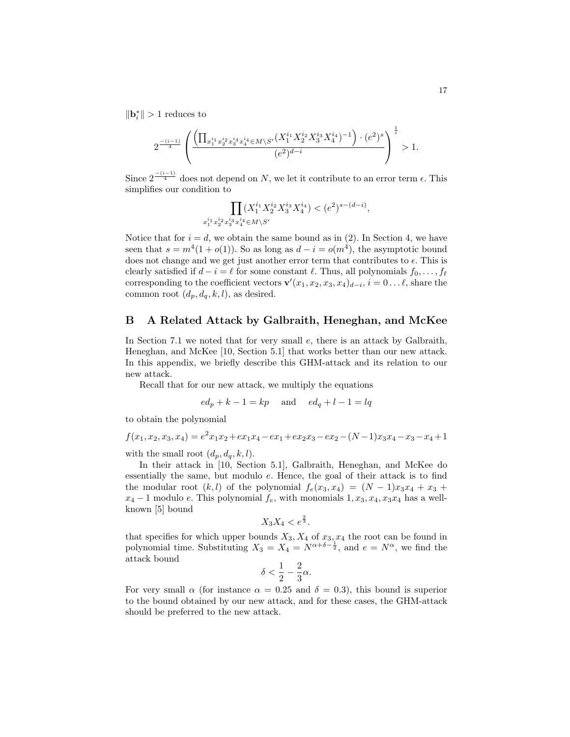$\|\mathbf{b}_i^*\| > 1$ reduces to

$$2^{\frac{-(i-1)}{4}} \left( \frac{\left( \prod_{x_1^{i_1} x_2^{i_2} x_3^{i_3} x_4^{i_4} \in M \setminus S'} (X_1^{i_1} X_2^{i_2} X_3^{i_3} X_4^{i_4})^{-1} \right) \cdot (e^2)^s}{(e^2)^{d-i}} \right)^{\frac{1}{i}} > 1.$$

Since $2^{\frac{-(i-1)}{4}}$ does not depend on $N$, we let it contribute to an error term $\epsilon$. This simplifies our condition to

$$\prod_{x_1^{i_1} x_2^{i_2} x_3^{i_3} x_4^{i_4} \in M \setminus S'} (X_1^{i_1} X_2^{i_2} X_3^{i_3} X_4^{i_4}) < (e^2)^{s-(d-i)},$$

Notice that for $i = d$, we obtain the same bound as in (2). In Section 4, we have seen that $s = m^4(1 + o(1))$. So as long as $d - i = o(m^4)$, the asymptotic bound does not change and we get just another error term that contributes to $\epsilon$. This is clearly satisfied if $d - i = \ell$ for some constant $\ell$. Thus, all polynomials $f_0, \ldots, f_\ell$ corresponding to the coefficient vectors $\mathbf{v}'(x_1, x_2, x_3, x_4)_{d-i}$, $i = 0 \ldots \ell$, share the common root $(d_p, d_q, k, l)$, as desired.

## B A Related Attack by Galbraith, Heneghan, and McKee

In Section 7.1 we noted that for very small $e$, there is an attack by Galbraith, Heneghan, and McKee [10, Section 5.1] that works better than our new attack. In this appendix, we briefly describe this GHM-attack and its relation to our new attack.

Recall that for our new attack, we multiply the equations

$$ed_p + k - 1 = kp \quad \text{ and } \quad ed_q + l - 1 = lq$$

to obtain the polynomial

$$f(x_1, x_2, x_3, x_4) = e^2 x_1 x_2 + e x_1 x_4 - e x_1 + e x_2 x_3 - e x_2 - (N-1) x_3 x_4 - x_3 - x_4 + 1$$

with the small root $(d_p, d_q, k, l)$.

In their attack in [10, Section 5.1], Galbraith, Heneghan, and McKee do essentially the same, but modulo $e$. Hence, the goal of their attack is to find the modular root $(k, l)$ of the polynomial $f_e(x_3, x_4) = (N-1)x_3 x_4 + x_3 + x_4 - 1$ modulo $e$. This polynomial $f_e$, with monomials $1, x_3, x_4, x_3 x_4$ has a well-known [5] bound

$$X_3 X_4 < e^{\frac{2}{3}}.$$

that specifies for which upper bounds $X_3, X_4$ of $x_3, x_4$ the root can be found in polynomial time. Substituting $X_3 = X_4 = N^{\alpha+\delta-\frac{1}{2}}$, and $e = N^\alpha$, we find the attack bound

$$\delta < \frac{1}{2} - \frac{2}{3}\alpha.$$

For very small $\alpha$ (for instance $\alpha = 0.25$ and $\delta = 0.3$), this bound is superior to the bound obtained by our new attack, and for these cases, the GHM-attack should be preferred to the new attack.